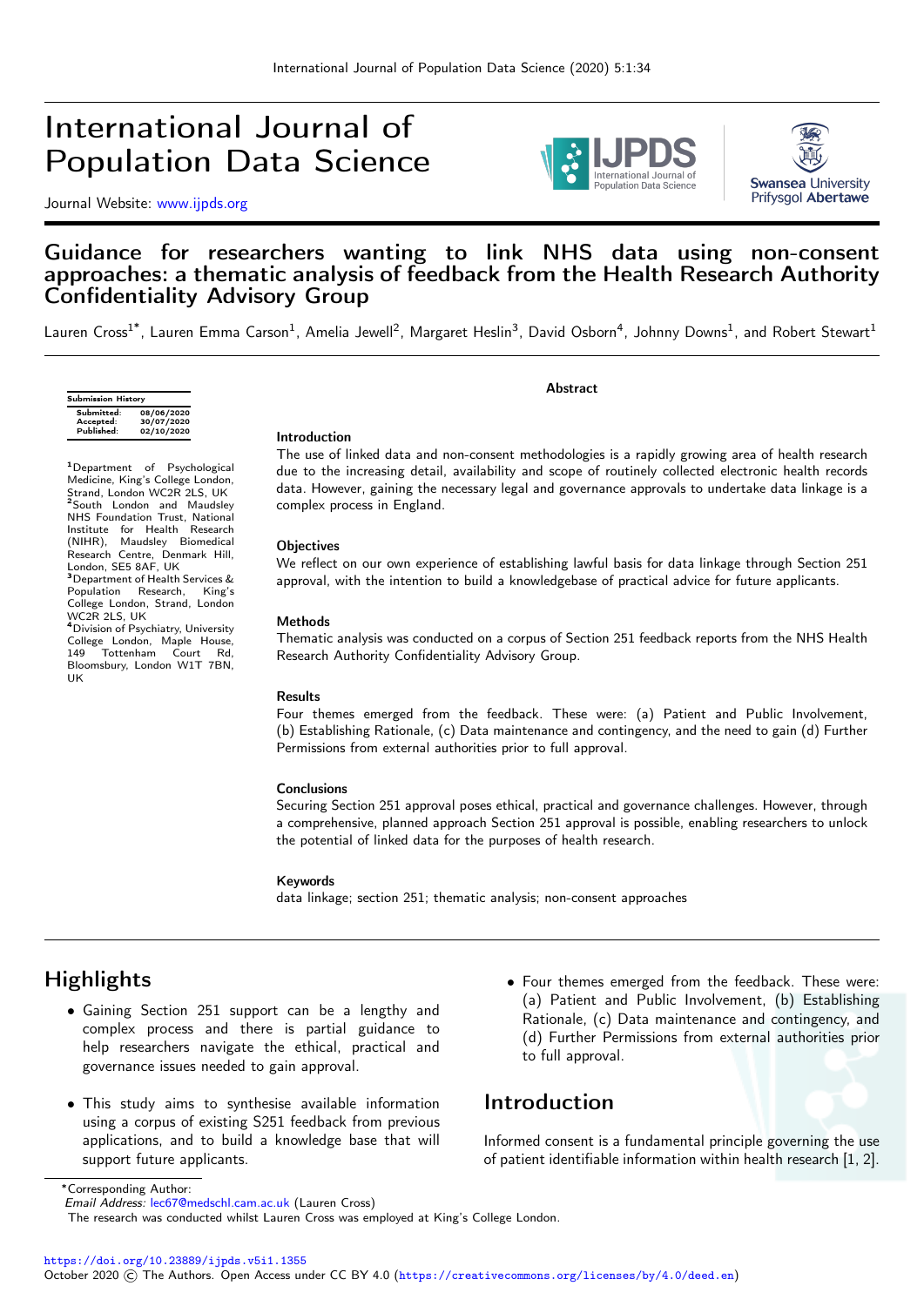# International Journal of Population Data Science

Journal Website: www.ijpds.org

## Guidance for researchers wanting to link NHS data using non-consent approaches: a thematic analysis of feedback from the Health Research Authority Confidentiality Advisory Group

Lauren Cross[1*], Lauren Emma Carson[1], Amelia Jewell[2], Margaret Heslin[3], David Osborn[4], Johnny Downs[1], and Robert Stewart[1]

| Submission History | |
|---|---|
| Submitted: | 08/06/2020 |
| Accepted: | 30/07/2020 |
| Published: | 02/10/2020 |

[1]Department of Psychological Medicine, King's College London, Strand, London WC2R 2LS, UK
[2]South London and Maudsley NHS Foundation Trust, National Institute for Health Research (NIHR), Maudsley Biomedical Research Centre, Denmark Hill, London, SE5 8AF, UK
[3]Department of Health Services & Population Research, King's College London, Strand, London WC2R 2LS, UK
[4]Division of Psychiatry, University College London, Maple House, 149 Tottenham Court Rd, Bloomsbury, London W1T 7BN, UK

### Abstract

**Introduction**

The use of linked data and non-consent methodologies is a rapidly growing area of health research due to the increasing detail, availability and scope of routinely collected electronic health records data. However, gaining the necessary legal and governance approvals to undertake data linkage is a complex process in England.

**Objectives**

We reflect on our own experience of establishing lawful basis for data linkage through Section 251 approval, with the intention to build a knowledgebase of practical advice for future applicants.

**Methods**

Thematic analysis was conducted on a corpus of Section 251 feedback reports from the NHS Health Research Authority Confidentiality Advisory Group.

**Results**

Four themes emerged from the feedback. These were: (a) Patient and Public Involvement, (b) Establishing Rationale, (c) Data maintenance and contingency, and the need to gain (d) Further Permissions from external authorities prior to full approval.

**Conclusions**

Securing Section 251 approval poses ethical, practical and governance challenges. However, through a comprehensive, planned approach Section 251 approval is possible, enabling researchers to unlock the potential of linked data for the purposes of health research.

**Keywords**

data linkage; section 251; thematic analysis; non-consent approaches

## Highlights

- Gaining Section 251 support can be a lengthy and complex process and there is partial guidance to help researchers navigate the ethical, practical and governance issues needed to gain approval.
- This study aims to synthesise available information using a corpus of existing S251 feedback from previous applications, and to build a knowledge base that will support future applicants.
- Four themes emerged from the feedback. These were: (a) Patient and Public Involvement, (b) Establishing Rationale, (c) Data maintenance and contingency, and (d) Further Permissions from external authorities prior to full approval.

## Introduction

Informed consent is a fundamental principle governing the use of patient identifiable information within health research [1, 2].

*Corresponding Author:
*Email Address:* lec67@medschl.cam.ac.uk (Lauren Cross)
The research was conducted whilst Lauren Cross was employed at King's College London.

https://doi.org/10.23889/ijpds.v5i1.1355
October 2020 © The Authors. Open Access under CC BY 4.0 (https://creativecommons.org/licenses/by/4.0/deed.en)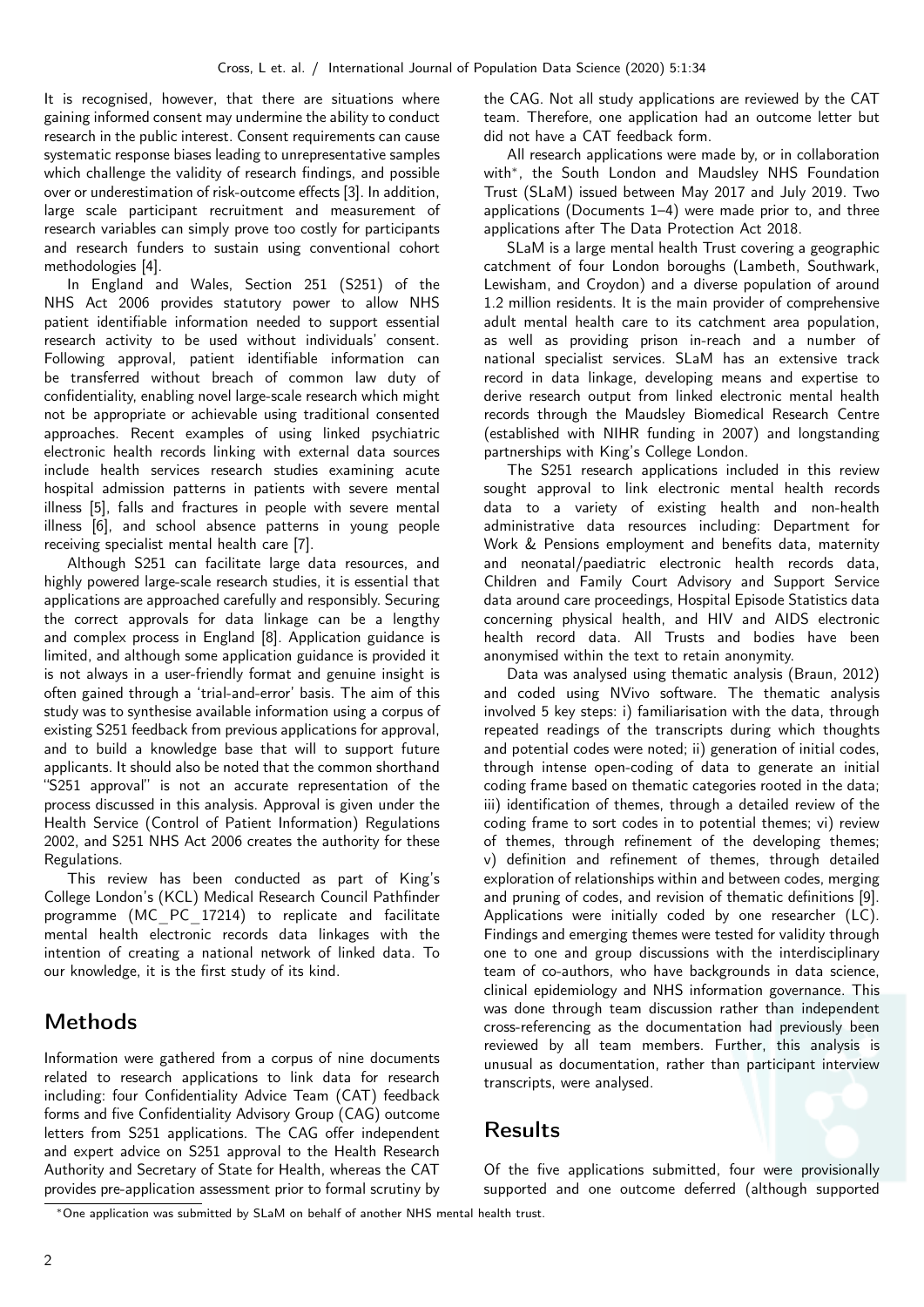It is recognised, however, that there are situations where gaining informed consent may undermine the ability to conduct research in the public interest. Consent requirements can cause systematic response biases leading to unrepresentative samples which challenge the validity of research findings, and possible over or underestimation of risk-outcome effects [3]. In addition, large scale participant recruitment and measurement of research variables can simply prove too costly for participants and research funders to sustain using conventional cohort methodologies [4].

In England and Wales, Section 251 (S251) of the NHS Act 2006 provides statutory power to allow NHS patient identifiable information needed to support essential research activity to be used without individuals' consent. Following approval, patient identifiable information can be transferred without breach of common law duty of confidentiality, enabling novel large-scale research which might not be appropriate or achievable using traditional consented approaches. Recent examples of using linked psychiatric electronic health records linking with external data sources include health services research studies examining acute hospital admission patterns in patients with severe mental illness [5], falls and fractures in people with severe mental illness [6], and school absence patterns in young people receiving specialist mental health care [7].

Although S251 can facilitate large data resources, and highly powered large-scale research studies, it is essential that applications are approached carefully and responsibly. Securing the correct approvals for data linkage can be a lengthy and complex process in England [8]. Application guidance is limited, and although some application guidance is provided it is not always in a user-friendly format and genuine insight is often gained through a 'trial-and-error' basis. The aim of this study was to synthesise available information using a corpus of existing S251 feedback from previous applications for approval, and to build a knowledge base that will to support future applicants. It should also be noted that the common shorthand "S251 approval" is not an accurate representation of the process discussed in this analysis. Approval is given under the Health Service (Control of Patient Information) Regulations 2002, and S251 NHS Act 2006 creates the authority for these Regulations.

This review has been conducted as part of King's College London's (KCL) Medical Research Council Pathfinder programme (MC_PC_17214) to replicate and facilitate mental health electronic records data linkages with the intention of creating a national network of linked data. To our knowledge, it is the first study of its kind.

## Methods

Information were gathered from a corpus of nine documents related to research applications to link data for research including: four Confidentiality Advice Team (CAT) feedback forms and five Confidentiality Advisory Group (CAG) outcome letters from S251 applications. The CAG offer independent and expert advice on S251 approval to the Health Research Authority and Secretary of State for Health, whereas the CAT provides pre-application assessment prior to formal scrutiny by the CAG. Not all study applications are reviewed by the CAT team. Therefore, one application had an outcome letter but did not have a CAT feedback form.

All research applications were made by, or in collaboration with*, the South London and Maudsley NHS Foundation Trust (SLaM) issued between May 2017 and July 2019. Two applications (Documents 1–4) were made prior to, and three applications after The Data Protection Act 2018.

SLaM is a large mental health Trust covering a geographic catchment of four London boroughs (Lambeth, Southwark, Lewisham, and Croydon) and a diverse population of around 1.2 million residents. It is the main provider of comprehensive adult mental health care to its catchment area population, as well as providing prison in-reach and a number of national specialist services. SLaM has an extensive track record in data linkage, developing means and expertise to derive research output from linked electronic mental health records through the Maudsley Biomedical Research Centre (established with NIHR funding in 2007) and longstanding partnerships with King's College London.

The S251 research applications included in this review sought approval to link electronic mental health records data to a variety of existing health and non-health administrative data resources including: Department for Work & Pensions employment and benefits data, maternity and neonatal/paediatric electronic health records data, Children and Family Court Advisory and Support Service data around care proceedings, Hospital Episode Statistics data concerning physical health, and HIV and AIDS electronic health record data. All Trusts and bodies have been anonymised within the text to retain anonymity.

Data was analysed using thematic analysis (Braun, 2012) and coded using NVivo software. The thematic analysis involved 5 key steps: i) familiarisation with the data, through repeated readings of the transcripts during which thoughts and potential codes were noted; ii) generation of initial codes, through intense open-coding of data to generate an initial coding frame based on thematic categories rooted in the data; iii) identification of themes, through a detailed review of the coding frame to sort codes in to potential themes; vi) review of themes, through refinement of the developing themes; v) definition and refinement of themes, through detailed exploration of relationships within and between codes, merging and pruning of codes, and revision of thematic definitions [9]. Applications were initially coded by one researcher (LC). Findings and emerging themes were tested for validity through one to one and group discussions with the interdisciplinary team of co-authors, who have backgrounds in data science, clinical epidemiology and NHS information governance. This was done through team discussion rather than independent cross-referencing as the documentation had previously been reviewed by all team members. Further, this analysis is unusual as documentation, rather than participant interview transcripts, were analysed.

## Results

Of the five applications submitted, four were provisionally supported and one outcome deferred (although supported

*One application was submitted by SLaM on behalf of another NHS mental health trust.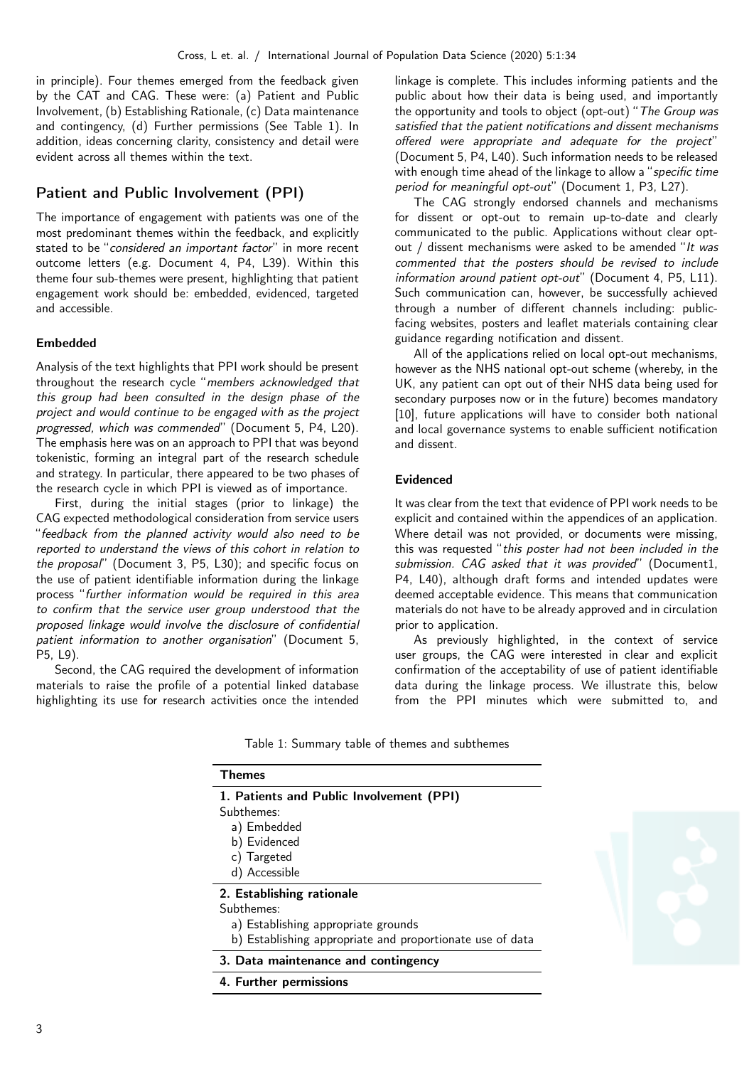in principle). Four themes emerged from the feedback given by the CAT and CAG. These were: (a) Patient and Public Involvement, (b) Establishing Rationale, (c) Data maintenance and contingency, (d) Further permissions (See Table 1). In addition, ideas concerning clarity, consistency and detail were evident across all themes within the text.

## Patient and Public Involvement (PPI)

The importance of engagement with patients was one of the most predominant themes within the feedback, and explicitly stated to be "*considered an important factor*" in more recent outcome letters (e.g. Document 4, P4, L39). Within this theme four sub-themes were present, highlighting that patient engagement work should be: embedded, evidenced, targeted and accessible.

### Embedded

Analysis of the text highlights that PPI work should be present throughout the research cycle "*members acknowledged that this group had been consulted in the design phase of the project and would continue to be engaged with as the project progressed, which was commended*" (Document 5, P4, L20). The emphasis here was on an approach to PPI that was beyond tokenistic, forming an integral part of the research schedule and strategy. In particular, there appeared to be two phases of the research cycle in which PPI is viewed as of importance.

First, during the initial stages (prior to linkage) the CAG expected methodological consideration from service users "*feedback from the planned activity would also need to be reported to understand the views of this cohort in relation to the proposal*" (Document 3, P5, L30); and specific focus on the use of patient identifiable information during the linkage process "*further information would be required in this area to confirm that the service user group understood that the proposed linkage would involve the disclosure of confidential patient information to another organisation*" (Document 5, P5, L9).

Second, the CAG required the development of information materials to raise the profile of a potential linked database highlighting its use for research activities once the intended linkage is complete. This includes informing patients and the public about how their data is being used, and importantly the opportunity and tools to object (opt-out) "*The Group was satisfied that the patient notifications and dissent mechanisms offered were appropriate and adequate for the project*" (Document 5, P4, L40). Such information needs to be released with enough time ahead of the linkage to allow a "*specific time period for meaningful opt-out*" (Document 1, P3, L27).

The CAG strongly endorsed channels and mechanisms for dissent or opt-out to remain up-to-date and clearly communicated to the public. Applications without clear opt-out / dissent mechanisms were asked to be amended "*It was commented that the posters should be revised to include information around patient opt-out*" (Document 4, P5, L11). Such communication can, however, be successfully achieved through a number of different channels including: public-facing websites, posters and leaflet materials containing clear guidance regarding notification and dissent.

All of the applications relied on local opt-out mechanisms, however as the NHS national opt-out scheme (whereby, in the UK, any patient can opt out of their NHS data being used for secondary purposes now or in the future) becomes mandatory [10], future applications will have to consider both national and local governance systems to enable sufficient notification and dissent.

### Evidenced

It was clear from the text that evidence of PPI work needs to be explicit and contained within the appendices of an application. Where detail was not provided, or documents were missing, this was requested "*this poster had not been included in the submission. CAG asked that it was provided*" (Document1, P4, L40), although draft forms and intended updates were deemed acceptable evidence. This means that communication materials do not have to be already approved and in circulation prior to application.

As previously highlighted, in the context of service user groups, the CAG were interested in clear and explicit confirmation of the acceptability of use of patient identifiable data during the linkage process. We illustrate this, below from the PPI minutes which were submitted to, and

Table 1: Summary table of themes and subthemes

| **Themes** |
|---|
| **1. Patients and Public Involvement (PPI)**<br>Subthemes:<br>a) Embedded<br>b) Evidenced<br>c) Targeted<br>d) Accessible |
| **2. Establishing rationale**<br>Subthemes:<br>a) Establishing appropriate grounds<br>b) Establishing appropriate and proportionate use of data |
| **3. Data maintenance and contingency** |
| **4. Further permissions** |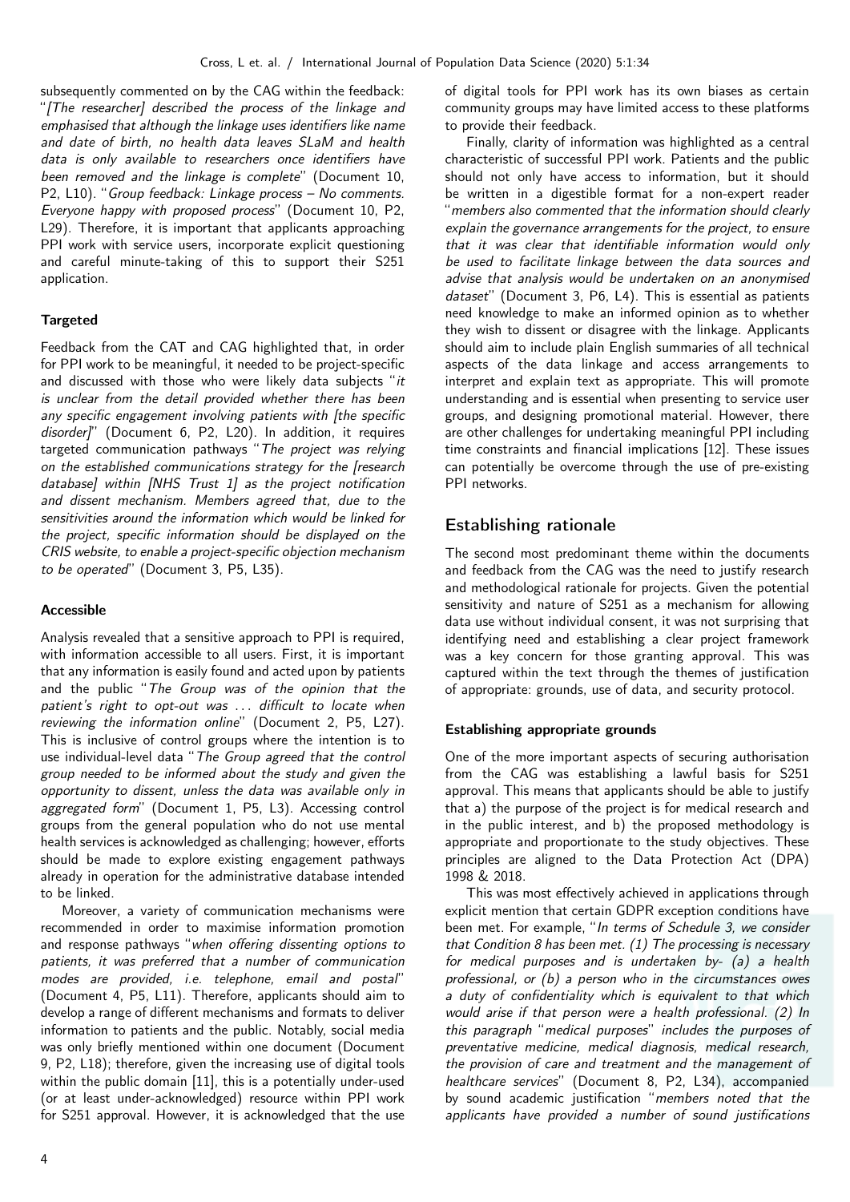subsequently commented on by the CAG within the feedback: "*[The researcher] described the process of the linkage and emphasised that although the linkage uses identifiers like name and date of birth, no health data leaves SLaM and health data is only available to researchers once identifiers have been removed and the linkage is complete*" (Document 10, P2, L10). "*Group feedback: Linkage process – No comments. Everyone happy with proposed process*" (Document 10, P2, L29). Therefore, it is important that applicants approaching PPI work with service users, incorporate explicit questioning and careful minute-taking of this to support their S251 application.

### Targeted

Feedback from the CAT and CAG highlighted that, in order for PPI work to be meaningful, it needed to be project-specific and discussed with those who were likely data subjects "*it is unclear from the detail provided whether there has been any specific engagement involving patients with [the specific disorder]*" (Document 6, P2, L20). In addition, it requires targeted communication pathways "*The project was relying on the established communications strategy for the [research database] within [NHS Trust 1] as the project notification and dissent mechanism. Members agreed that, due to the sensitivities around the information which would be linked for the project, specific information should be displayed on the CRIS website, to enable a project-specific objection mechanism to be operated*" (Document 3, P5, L35).

### Accessible

Analysis revealed that a sensitive approach to PPI is required, with information accessible to all users. First, it is important that any information is easily found and acted upon by patients and the public "*The Group was of the opinion that the patient's right to opt-out was ... difficult to locate when reviewing the information online*" (Document 2, P5, L27). This is inclusive of control groups where the intention is to use individual-level data "*The Group agreed that the control group needed to be informed about the study and given the opportunity to dissent, unless the data was available only in aggregated form*" (Document 1, P5, L3). Accessing control groups from the general population who do not use mental health services is acknowledged as challenging; however, efforts should be made to explore existing engagement pathways already in operation for the administrative database intended to be linked.

Moreover, a variety of communication mechanisms were recommended in order to maximise information promotion and response pathways "*when offering dissenting options to patients, it was preferred that a number of communication modes are provided, i.e. telephone, email and postal*" (Document 4, P5, L11). Therefore, applicants should aim to develop a range of different mechanisms and formats to deliver information to patients and the public. Notably, social media was only briefly mentioned within one document (Document 9, P2, L18); therefore, given the increasing use of digital tools within the public domain [11], this is a potentially under-used (or at least under-acknowledged) resource within PPI work for S251 approval. However, it is acknowledged that the use of digital tools for PPI work has its own biases as certain community groups may have limited access to these platforms to provide their feedback.

Finally, clarity of information was highlighted as a central characteristic of successful PPI work. Patients and the public should not only have access to information, but it should be written in a digestible format for a non-expert reader "*members also commented that the information should clearly explain the governance arrangements for the project, to ensure that it was clear that identifiable information would only be used to facilitate linkage between the data sources and advise that analysis would be undertaken on an anonymised dataset*" (Document 3, P6, L4). This is essential as patients need knowledge to make an informed opinion as to whether they wish to dissent or disagree with the linkage. Applicants should aim to include plain English summaries of all technical aspects of the data linkage and access arrangements to interpret and explain text as appropriate. This will promote understanding and is essential when presenting to service user groups, and designing promotional material. However, there are other challenges for undertaking meaningful PPI including time constraints and financial implications [12]. These issues can potentially be overcome through the use of pre-existing PPI networks.

## Establishing rationale

The second most predominant theme within the documents and feedback from the CAG was the need to justify research and methodological rationale for projects. Given the potential sensitivity and nature of S251 as a mechanism for allowing data use without individual consent, it was not surprising that identifying need and establishing a clear project framework was a key concern for those granting approval. This was captured within the text through the themes of justification of appropriate: grounds, use of data, and security protocol.

### Establishing appropriate grounds

One of the more important aspects of securing authorisation from the CAG was establishing a lawful basis for S251 approval. This means that applicants should be able to justify that a) the purpose of the project is for medical research and in the public interest, and b) the proposed methodology is appropriate and proportionate to the study objectives. These principles are aligned to the Data Protection Act (DPA) 1998 & 2018.

This was most effectively achieved in applications through explicit mention that certain GDPR exception conditions have been met. For example, "*In terms of Schedule 3, we consider that Condition 8 has been met. (1) The processing is necessary for medical purposes and is undertaken by- (a) a health professional, or (b) a person who in the circumstances owes a duty of confidentiality which is equivalent to that which would arise if that person were a health professional. (2) In this paragraph "medical purposes" includes the purposes of preventative medicine, medical diagnosis, medical research, the provision of care and treatment and the management of healthcare services*" (Document 8, P2, L34), accompanied by sound academic justification "*members noted that the applicants have provided a number of sound justifications*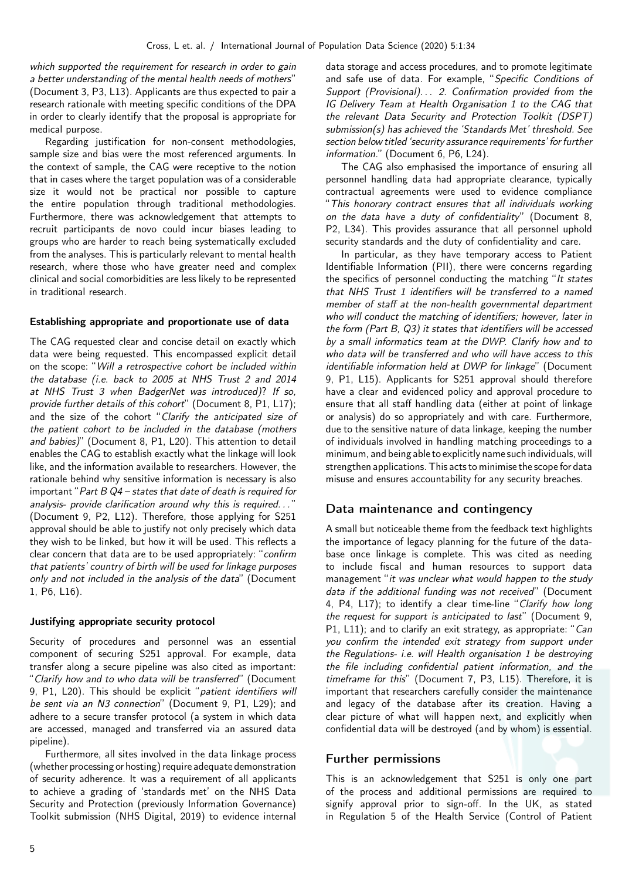*which supported the requirement for research in order to gain a better understanding of the mental health needs of mothers*" (Document 3, P3, L13). Applicants are thus expected to pair a research rationale with meeting specific conditions of the DPA in order to clearly identify that the proposal is appropriate for medical purpose.

Regarding justification for non-consent methodologies, sample size and bias were the most referenced arguments. In the context of sample, the CAG were receptive to the notion that in cases where the target population was of a considerable size it would not be practical nor possible to capture the entire population through traditional methodologies. Furthermore, there was acknowledgement that attempts to recruit participants de novo could incur biases leading to groups who are harder to reach being systematically excluded from the analyses. This is particularly relevant to mental health research, where those who have greater need and complex clinical and social comorbidities are less likely to be represented in traditional research.

#### Establishing appropriate and proportionate use of data

The CAG requested clear and concise detail on exactly which data were being requested. This encompassed explicit detail on the scope: "*Will a retrospective cohort be included within the database (i.e. back to 2005 at NHS Trust 2 and 2014 at NHS Trust 3 when BadgerNet was introduced)? If so, provide further details of this cohort*" (Document 8, P1, L17); and the size of the cohort "*Clarify the anticipated size of the patient cohort to be included in the database (mothers and babies)*" (Document 8, P1, L20). This attention to detail enables the CAG to establish exactly what the linkage will look like, and the information available to researchers. However, the rationale behind why sensitive information is necessary is also important "*Part B Q4 – states that date of death is required for analysis- provide clarification around why this is required...*" (Document 9, P2, L12). Therefore, those applying for S251 approval should be able to justify not only precisely which data they wish to be linked, but how it will be used. This reflects a clear concern that data are to be used appropriately: "*confirm that patients' country of birth will be used for linkage purposes only and not included in the analysis of the data*" (Document 1, P6, L16).

#### Justifying appropriate security protocol

Security of procedures and personnel was an essential component of securing S251 approval. For example, data transfer along a secure pipeline was also cited as important: "*Clarify how and to who data will be transferred*" (Document 9, P1, L20). This should be explicit "*patient identifiers will be sent via an N3 connection*" (Document 9, P1, L29); and adhere to a secure transfer protocol (a system in which data are accessed, managed and transferred via an assured data pipeline).

Furthermore, all sites involved in the data linkage process (whether processing or hosting) require adequate demonstration of security adherence. It was a requirement of all applicants to achieve a grading of 'standards met' on the NHS Data Security and Protection (previously Information Governance) Toolkit submission (NHS Digital, 2019) to evidence internal data storage and access procedures, and to promote legitimate and safe use of data. For example, "*Specific Conditions of Support (Provisional)... 2. Confirmation provided from the IG Delivery Team at Health Organisation 1 to the CAG that the relevant Data Security and Protection Toolkit (DSPT) submission(s) has achieved the 'Standards Met' threshold. See section below titled 'security assurance requirements' for further information.*" (Document 6, P6, L24).

The CAG also emphasised the importance of ensuring all personnel handling data had appropriate clearance, typically contractual agreements were used to evidence compliance "*This honorary contract ensures that all individuals working on the data have a duty of confidentiality*" (Document 8, P2, L34). This provides assurance that all personnel uphold security standards and the duty of confidentiality and care.

In particular, as they have temporary access to Patient Identifiable Information (PII), there were concerns regarding the specifics of personnel conducting the matching "*It states that NHS Trust 1 identifiers will be transferred to a named member of staff at the non-health governmental department who will conduct the matching of identifiers; however, later in the form (Part B, Q3) it states that identifiers will be accessed by a small informatics team at the DWP. Clarify how and to who data will be transferred and who will have access to this identifiable information held at DWP for linkage*" (Document 9, P1, L15). Applicants for S251 approval should therefore have a clear and evidenced policy and approval procedure to ensure that all staff handling data (either at point of linkage or analysis) do so appropriately and with care. Furthermore, due to the sensitive nature of data linkage, keeping the number of individuals involved in handling matching proceedings to a minimum, and being able to explicitly name such individuals, will strengthen applications. This acts to minimise the scope for data misuse and ensures accountability for any security breaches.

## Data maintenance and contingency

A small but noticeable theme from the feedback text highlights the importance of legacy planning for the future of the database once linkage is complete. This was cited as needing to include fiscal and human resources to support data management "*it was unclear what would happen to the study data if the additional funding was not received*" (Document 4, P4, L17); to identify a clear time-line "*Clarify how long the request for support is anticipated to last*" (Document 9, P1, L11); and to clarify an exit strategy, as appropriate: "*Can you confirm the intended exit strategy from support under the Regulations- i.e. will Health organisation 1 be destroying the file including confidential patient information, and the timeframe for this*" (Document 7, P3, L15). Therefore, it is important that researchers carefully consider the maintenance and legacy of the database after its creation. Having a clear picture of what will happen next, and explicitly when confidential data will be destroyed (and by whom) is essential.

## Further permissions

This is an acknowledgement that S251 is only one part of the process and additional permissions are required to signify approval prior to sign-off. In the UK, as stated in Regulation 5 of the Health Service (Control of Patient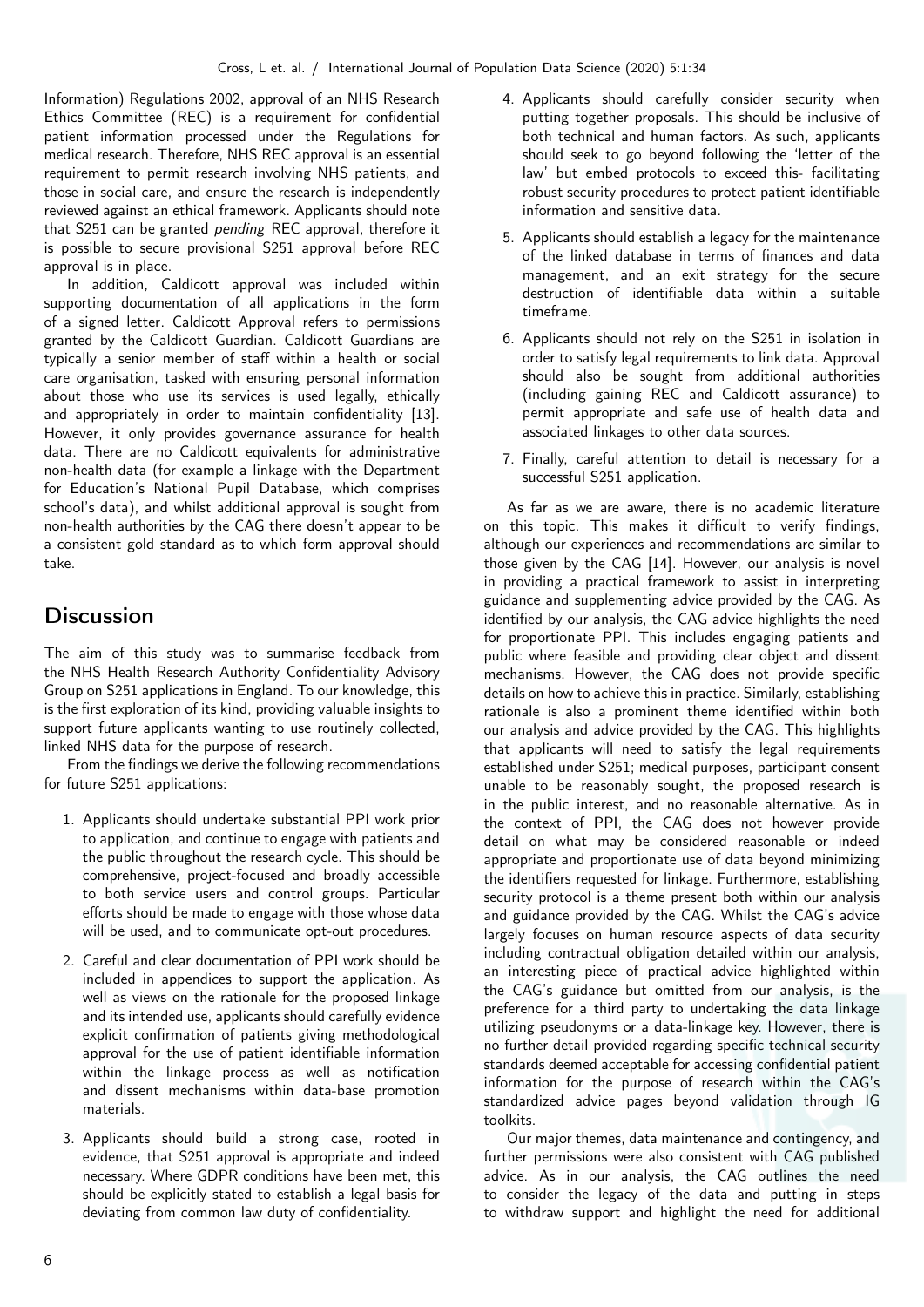Information) Regulations 2002, approval of an NHS Research Ethics Committee (REC) is a requirement for confidential patient information processed under the Regulations for medical research. Therefore, NHS REC approval is an essential requirement to permit research involving NHS patients, and those in social care, and ensure the research is independently reviewed against an ethical framework. Applicants should note that S251 can be granted *pending* REC approval, therefore it is possible to secure provisional S251 approval before REC approval is in place.

In addition, Caldicott approval was included within supporting documentation of all applications in the form of a signed letter. Caldicott Approval refers to permissions granted by the Caldicott Guardian. Caldicott Guardians are typically a senior member of staff within a health or social care organisation, tasked with ensuring personal information about those who use its services is used legally, ethically and appropriately in order to maintain confidentiality [13]. However, it only provides governance assurance for health data. There are no Caldicott equivalents for administrative non-health data (for example a linkage with the Department for Education's National Pupil Database, which comprises school's data), and whilst additional approval is sought from non-health authorities by the CAG there doesn't appear to be a consistent gold standard as to which form approval should take.

## Discussion

The aim of this study was to summarise feedback from the NHS Health Research Authority Confidentiality Advisory Group on S251 applications in England. To our knowledge, this is the first exploration of its kind, providing valuable insights to support future applicants wanting to use routinely collected, linked NHS data for the purpose of research.

From the findings we derive the following recommendations for future S251 applications:

1. Applicants should undertake substantial PPI work prior to application, and continue to engage with patients and the public throughout the research cycle. This should be comprehensive, project-focused and broadly accessible to both service users and control groups. Particular efforts should be made to engage with those whose data will be used, and to communicate opt-out procedures.
2. Careful and clear documentation of PPI work should be included in appendices to support the application. As well as views on the rationale for the proposed linkage and its intended use, applicants should carefully evidence explicit confirmation of patients giving methodological approval for the use of patient identifiable information within the linkage process as well as notification and dissent mechanisms within data-base promotion materials.
3. Applicants should build a strong case, rooted in evidence, that S251 approval is appropriate and indeed necessary. Where GDPR conditions have been met, this should be explicitly stated to establish a legal basis for deviating from common law duty of confidentiality.
4. Applicants should carefully consider security when putting together proposals. This should be inclusive of both technical and human factors. As such, applicants should seek to go beyond following the 'letter of the law' but embed protocols to exceed this- facilitating robust security procedures to protect patient identifiable information and sensitive data.
5. Applicants should establish a legacy for the maintenance of the linked database in terms of finances and data management, and an exit strategy for the secure destruction of identifiable data within a suitable timeframe.
6. Applicants should not rely on the S251 in isolation in order to satisfy legal requirements to link data. Approval should also be sought from additional authorities (including gaining REC and Caldicott assurance) to permit appropriate and safe use of health data and associated linkages to other data sources.
7. Finally, careful attention to detail is necessary for a successful S251 application.

As far as we are aware, there is no academic literature on this topic. This makes it difficult to verify findings, although our experiences and recommendations are similar to those given by the CAG [14]. However, our analysis is novel in providing a practical framework to assist in interpreting guidance and supplementing advice provided by the CAG. As identified by our analysis, the CAG advice highlights the need for proportionate PPI. This includes engaging patients and public where feasible and providing clear object and dissent mechanisms. However, the CAG does not provide specific details on how to achieve this in practice. Similarly, establishing rationale is also a prominent theme identified within both our analysis and advice provided by the CAG. This highlights that applicants will need to satisfy the legal requirements established under S251; medical purposes, participant consent unable to be reasonably sought, the proposed research is in the public interest, and no reasonable alternative. As in the context of PPI, the CAG does not however provide detail on what may be considered reasonable or indeed appropriate and proportionate use of data beyond minimizing the identifiers requested for linkage. Furthermore, establishing security protocol is a theme present both within our analysis and guidance provided by the CAG. Whilst the CAG's advice largely focuses on human resource aspects of data security including contractual obligation detailed within our analysis, an interesting piece of practical advice highlighted within the CAG's guidance but omitted from our analysis, is the preference for a third party to undertaking the data linkage utilizing pseudonyms or a data-linkage key. However, there is no further detail provided regarding specific technical security standards deemed acceptable for accessing confidential patient information for the purpose of research within the CAG's standardized advice pages beyond validation through IG toolkits.

Our major themes, data maintenance and contingency, and further permissions were also consistent with CAG published advice. As in our analysis, the CAG outlines the need to consider the legacy of the data and putting in steps to withdraw support and highlight the need for additional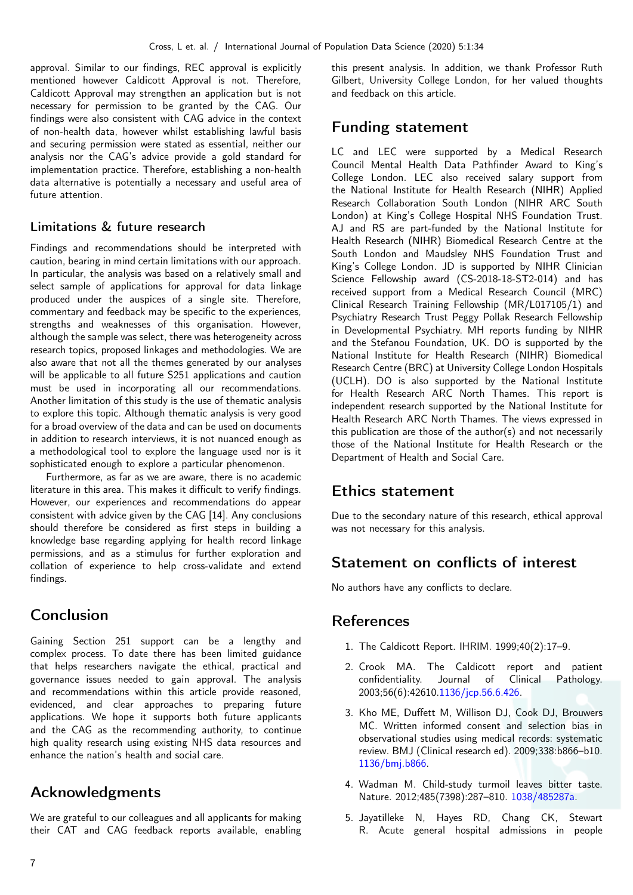approval. Similar to our findings, REC approval is explicitly mentioned however Caldicott Approval is not. Therefore, Caldicott Approval may strengthen an application but is not necessary for permission to be granted by the CAG. Our findings were also consistent with CAG advice in the context of non-health data, however whilst establishing lawful basis and securing permission were stated as essential, neither our analysis nor the CAG's advice provide a gold standard for implementation practice. Therefore, establishing a non-health data alternative is potentially a necessary and useful area of future attention.

### Limitations & future research

Findings and recommendations should be interpreted with caution, bearing in mind certain limitations with our approach. In particular, the analysis was based on a relatively small and select sample of applications for approval for data linkage produced under the auspices of a single site. Therefore, commentary and feedback may be specific to the experiences, strengths and weaknesses of this organisation. However, although the sample was select, there was heterogeneity across research topics, proposed linkages and methodologies. We are also aware that not all the themes generated by our analyses will be applicable to all future S251 applications and caution must be used in incorporating all our recommendations. Another limitation of this study is the use of thematic analysis to explore this topic. Although thematic analysis is very good for a broad overview of the data and can be used on documents in addition to research interviews, it is not nuanced enough as a methodological tool to explore the language used nor is it sophisticated enough to explore a particular phenomenon.

Furthermore, as far as we are aware, there is no academic literature in this area. This makes it difficult to verify findings. However, our experiences and recommendations do appear consistent with advice given by the CAG [14]. Any conclusions should therefore be considered as first steps in building a knowledge base regarding applying for health record linkage permissions, and as a stimulus for further exploration and collation of experience to help cross-validate and extend findings.

## Conclusion

Gaining Section 251 support can be a lengthy and complex process. To date there has been limited guidance that helps researchers navigate the ethical, practical and governance issues needed to gain approval. The analysis and recommendations within this article provide reasoned, evidenced, and clear approaches to preparing future applications. We hope it supports both future applicants and the CAG as the recommending authority, to continue high quality research using existing NHS data resources and enhance the nation's health and social care.

## Acknowledgements

We are grateful to our colleagues and all applicants for making their CAT and CAG feedback reports available, enabling this present analysis. In addition, we thank Professor Ruth Gilbert, University College London, for her valued thoughts and feedback on this article.

## Funding statement

LC and LEC were supported by a Medical Research Council Mental Health Data Pathfinder Award to King's College London. LEC also received salary support from the National Institute for Health Research (NIHR) Applied Research Collaboration South London (NIHR ARC South London) at King's College Hospital NHS Foundation Trust. AJ and RS are part-funded by the National Institute for Health Research (NIHR) Biomedical Research Centre at the South London and Maudsley NHS Foundation Trust and King's College London. JD is supported by NIHR Clinician Science Fellowship award (CS-2018-18-ST2-014) and has received support from a Medical Research Council (MRC) Clinical Research Training Fellowship (MR/L017105/1) and Psychiatry Research Trust Peggy Pollak Research Fellowship in Developmental Psychiatry. MH reports funding by NIHR and the Stefanou Foundation, UK. DO is supported by the National Institute for Health Research (NIHR) Biomedical Research Centre (BRC) at University College London Hospitals (UCLH). DO is also supported by the National Institute for Health Research ARC North Thames. This report is independent research supported by the National Institute for Health Research ARC North Thames. The views expressed in this publication are those of the author(s) and not necessarily those of the National Institute for Health Research or the Department of Health and Social Care.

## Ethics statement

Due to the secondary nature of this research, ethical approval was not necessary for this analysis.

## Statement on conflicts of interest

No authors have any conflicts to declare.

## References

1. The Caldicott Report. IHRIM. 1999;40(2):17–9.
2. Crook MA. The Caldicott report and patient confidentiality. Journal of Clinical Pathology. 2003;56(6):42610.1136/jcp.56.6.426.
3. Kho ME, Duffett M, Willison DJ, Cook DJ, Brouwers MC. Written informed consent and selection bias in observational studies using medical records: systematic review. BMJ (Clinical research ed). 2009;338:b866–b10. 1136/bmj.b866.
4. Wadman M. Child-study turmoil leaves bitter taste. Nature. 2012;485(7398):287–810. 1038/485287a.
5. Jayatilleke N, Hayes RD, Chang CK, Stewart R. Acute general hospital admissions in people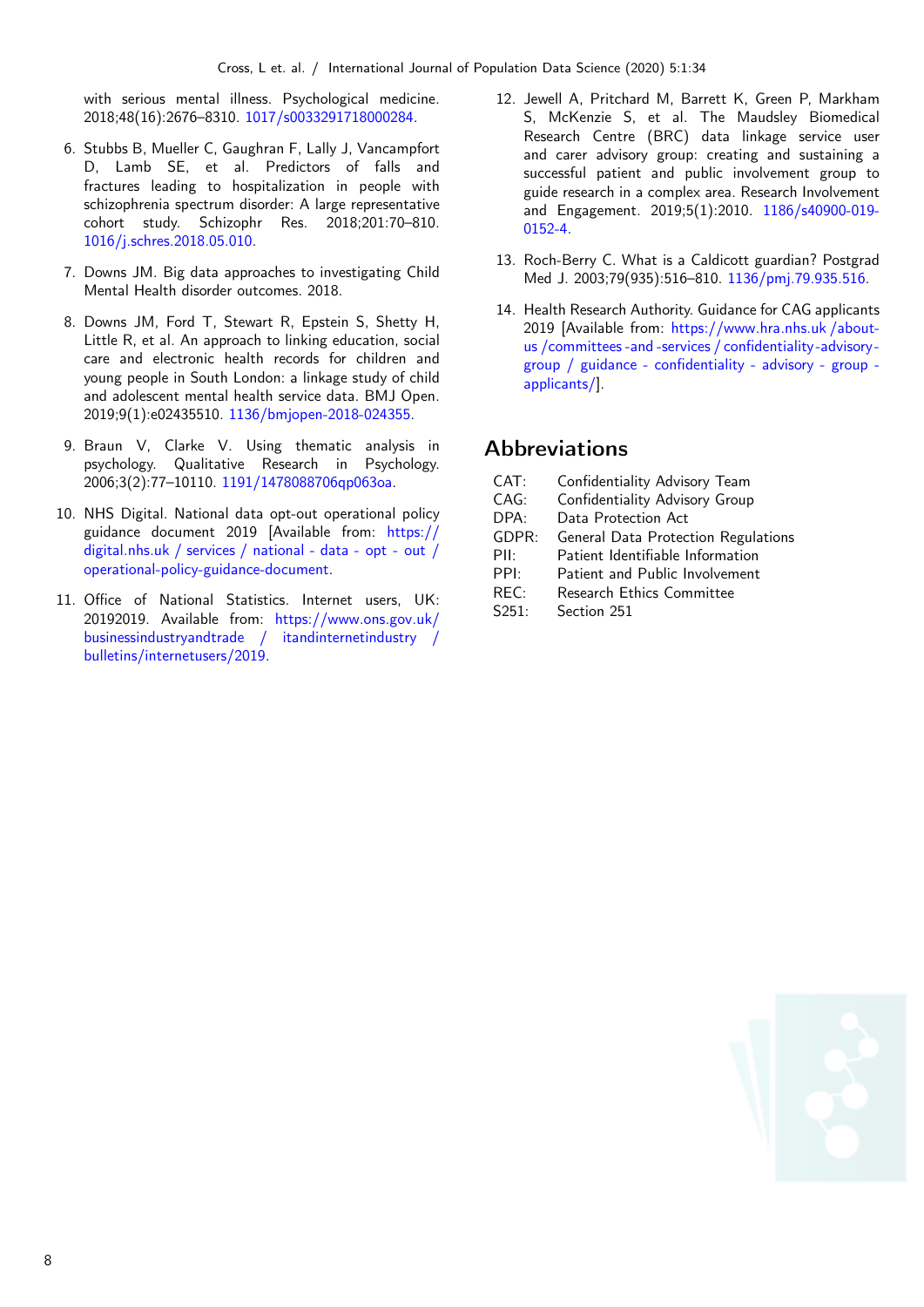with serious mental illness. Psychological medicine. 2018;48(16):2676–8310. 1017/s0033291718000284.

6. Stubbs B, Mueller C, Gaughran F, Lally J, Vancampfort D, Lamb SE, et al. Predictors of falls and fractures leading to hospitalization in people with schizophrenia spectrum disorder: A large representative cohort study. Schizophr Res. 2018;201:70–810. 1016/j.schres.2018.05.010.

7. Downs JM. Big data approaches to investigating Child Mental Health disorder outcomes. 2018.

8. Downs JM, Ford T, Stewart R, Epstein S, Shetty H, Little R, et al. An approach to linking education, social care and electronic health records for children and young people in South London: a linkage study of child and adolescent mental health service data. BMJ Open. 2019;9(1):e02435510. 1136/bmjopen-2018-024355.

9. Braun V, Clarke V. Using thematic analysis in psychology. Qualitative Research in Psychology. 2006;3(2):77–10110. 1191/1478088706qp063oa.

10. NHS Digital. National data opt-out operational policy guidance document 2019 [Available from: https://digital.nhs.uk/services/national-data-opt-out/operational-policy-guidance-document.

11. Office of National Statistics. Internet users, UK: 20192019. Available from: https://www.ons.gov.uk/businessindustryandtrade/itandinternetindustry/bulletins/internetusers/2019.

12. Jewell A, Pritchard M, Barrett K, Green P, Markham S, McKenzie S, et al. The Maudsley Biomedical Research Centre (BRC) data linkage service user and carer advisory group: creating and sustaining a successful patient and public involvement group to guide research in a complex area. Research Involvement and Engagement. 2019;5(1):2010. 1186/s40900-019-0152-4.

13. Roch-Berry C. What is a Caldicott guardian? Postgrad Med J. 2003;79(935):516–810. 1136/pmj.79.935.516.

14. Health Research Authority. Guidance for CAG applicants 2019 [Available from: https://www.hra.nhs.uk/about-us/committees-and-services/confidentiality-advisory-group/guidance-confidentiality-advisory-group-applicants/].

## Abbreviations

CAT: Confidentiality Advisory Team
CAG: Confidentiality Advisory Group
DPA: Data Protection Act
GDPR: General Data Protection Regulations
PII: Patient Identifiable Information
PPI: Patient and Public Involvement
REC: Research Ethics Committee
S251: Section 251